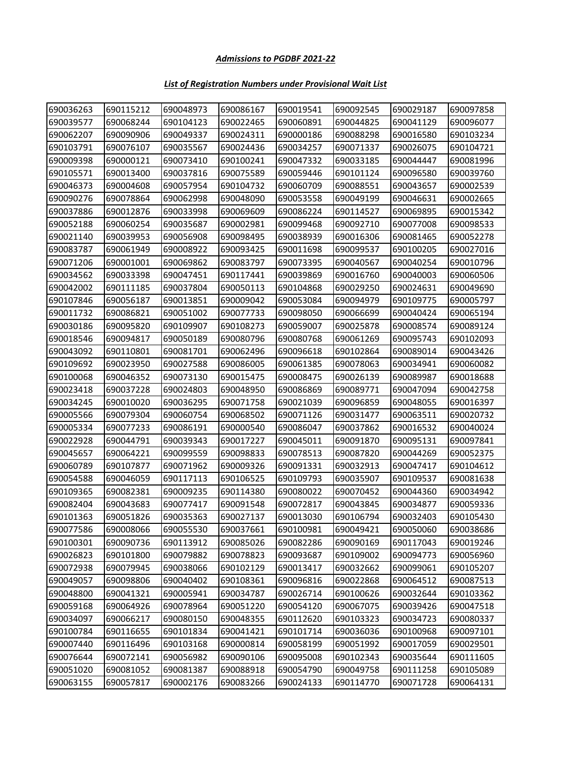***Admissions to PGDBF 2021-22***

***List of Registration Numbers under Provisional Wait List***

| | | | | | | | |
|---|---|---|---|---|---|---|---|
| 690036263 | 690115212 | 690048973 | 690086167 | 690019541 | 690092545 | 690029187 | 690097858 |
| 690039577 | 690068244 | 690104123 | 690022465 | 690060891 | 690044825 | 690041129 | 690096077 |
| 690062207 | 690090906 | 690049337 | 690024311 | 690000186 | 690088298 | 690016580 | 690103234 |
| 690103791 | 690076107 | 690035567 | 690024436 | 690034257 | 690071337 | 690026075 | 690104721 |
| 690009398 | 690000121 | 690073410 | 690100241 | 690047332 | 690033185 | 690044447 | 690081996 |
| 690105571 | 690013400 | 690037816 | 690075589 | 690059446 | 690101124 | 690096580 | 690039760 |
| 690046373 | 690004608 | 690057954 | 690104732 | 690060709 | 690088551 | 690043657 | 690002539 |
| 690090276 | 690078864 | 690062998 | 690048090 | 690053558 | 690049199 | 690046631 | 690002665 |
| 690037886 | 690012876 | 690033998 | 690069609 | 690086224 | 690114527 | 690069895 | 690015342 |
| 690052188 | 690060254 | 690035687 | 690002981 | 690099468 | 690092710 | 690077008 | 690098533 |
| 690021140 | 690039953 | 690056908 | 690098495 | 690038939 | 690016306 | 690081465 | 690052278 |
| 690083787 | 690061949 | 690008922 | 690093425 | 690011698 | 690099537 | 690100205 | 690027016 |
| 690071206 | 690001001 | 690069862 | 690083797 | 690073395 | 690040567 | 690040254 | 690010796 |
| 690034562 | 690033398 | 690047451 | 690117441 | 690039869 | 690016760 | 690040003 | 690060506 |
| 690042002 | 690111185 | 690037804 | 690050113 | 690104868 | 690029250 | 690024631 | 690049690 |
| 690107846 | 690056187 | 690013851 | 690009042 | 690053084 | 690094979 | 690109775 | 690005797 |
| 690011732 | 690086821 | 690051002 | 690077733 | 690098050 | 690066699 | 690040424 | 690065194 |
| 690030186 | 690095820 | 690109907 | 690108273 | 690059007 | 690025878 | 690008574 | 690089124 |
| 690018546 | 690094817 | 690050189 | 690080796 | 690080768 | 690061269 | 690095743 | 690102093 |
| 690043092 | 690110801 | 690081701 | 690062496 | 690096618 | 690102864 | 690089014 | 690043426 |
| 690109692 | 690023950 | 690027588 | 690086005 | 690061385 | 690078063 | 690034941 | 690060082 |
| 690100068 | 690046352 | 690073130 | 690015475 | 690008475 | 690026139 | 690089987 | 690018688 |
| 690023418 | 690037228 | 690024803 | 690048950 | 690086869 | 690089771 | 690047094 | 690042758 |
| 690034245 | 690010020 | 690036295 | 690071758 | 690021039 | 690096859 | 690048055 | 690016397 |
| 690005566 | 690079304 | 690060754 | 690068502 | 690071126 | 690031477 | 690063511 | 690020732 |
| 690005334 | 690077233 | 690086191 | 690000540 | 690086047 | 690037862 | 690016532 | 690040024 |
| 690022928 | 690044791 | 690039343 | 690017227 | 690045011 | 690091870 | 690095131 | 690097841 |
| 690045657 | 690064221 | 690099559 | 690098833 | 690078513 | 690087820 | 690044269 | 690052375 |
| 690060789 | 690107877 | 690071962 | 690009326 | 690091331 | 690032913 | 690047417 | 690104612 |
| 690054588 | 690046059 | 690117113 | 690106525 | 690109793 | 690035907 | 690109537 | 690081638 |
| 690109365 | 690082381 | 690009235 | 690114380 | 690080022 | 690070452 | 690044360 | 690034942 |
| 690082404 | 690043683 | 690077417 | 690091548 | 690072817 | 690043845 | 690034877 | 690059336 |
| 690101363 | 690051826 | 690035363 | 690027137 | 690013030 | 690106794 | 690032403 | 690105430 |
| 690077586 | 690008066 | 690055530 | 690037661 | 690100981 | 690049421 | 690050060 | 690038686 |
| 690100301 | 690090736 | 690113912 | 690085026 | 690082286 | 690090169 | 690117043 | 690019246 |
| 690026823 | 690101800 | 690079882 | 690078823 | 690093687 | 690109002 | 690094773 | 690056960 |
| 690072938 | 690079945 | 690038066 | 690102129 | 690013417 | 690032662 | 690099061 | 690105207 |
| 690049057 | 690098806 | 690040402 | 690108361 | 690096816 | 690022868 | 690064512 | 690087513 |
| 690048800 | 690041321 | 690005941 | 690034787 | 690026714 | 690100626 | 690032644 | 690103362 |
| 690059168 | 690064926 | 690078964 | 690051220 | 690054120 | 690067075 | 690039426 | 690047518 |
| 690034097 | 690066217 | 690080150 | 690048355 | 690112620 | 690103323 | 690034723 | 690080337 |
| 690100784 | 690116655 | 690101834 | 690041421 | 690101714 | 690036036 | 690100968 | 690097101 |
| 690007440 | 690116496 | 690103168 | 690000814 | 690058199 | 690051992 | 690017059 | 690029501 |
| 690076644 | 690072141 | 690056982 | 690090106 | 690095008 | 690102343 | 690035644 | 690111605 |
| 690051020 | 690081052 | 690081387 | 690088918 | 690054790 | 690049758 | 690111258 | 690105089 |
| 690063155 | 690057817 | 690002176 | 690083266 | 690024133 | 690114770 | 690071728 | 690064131 |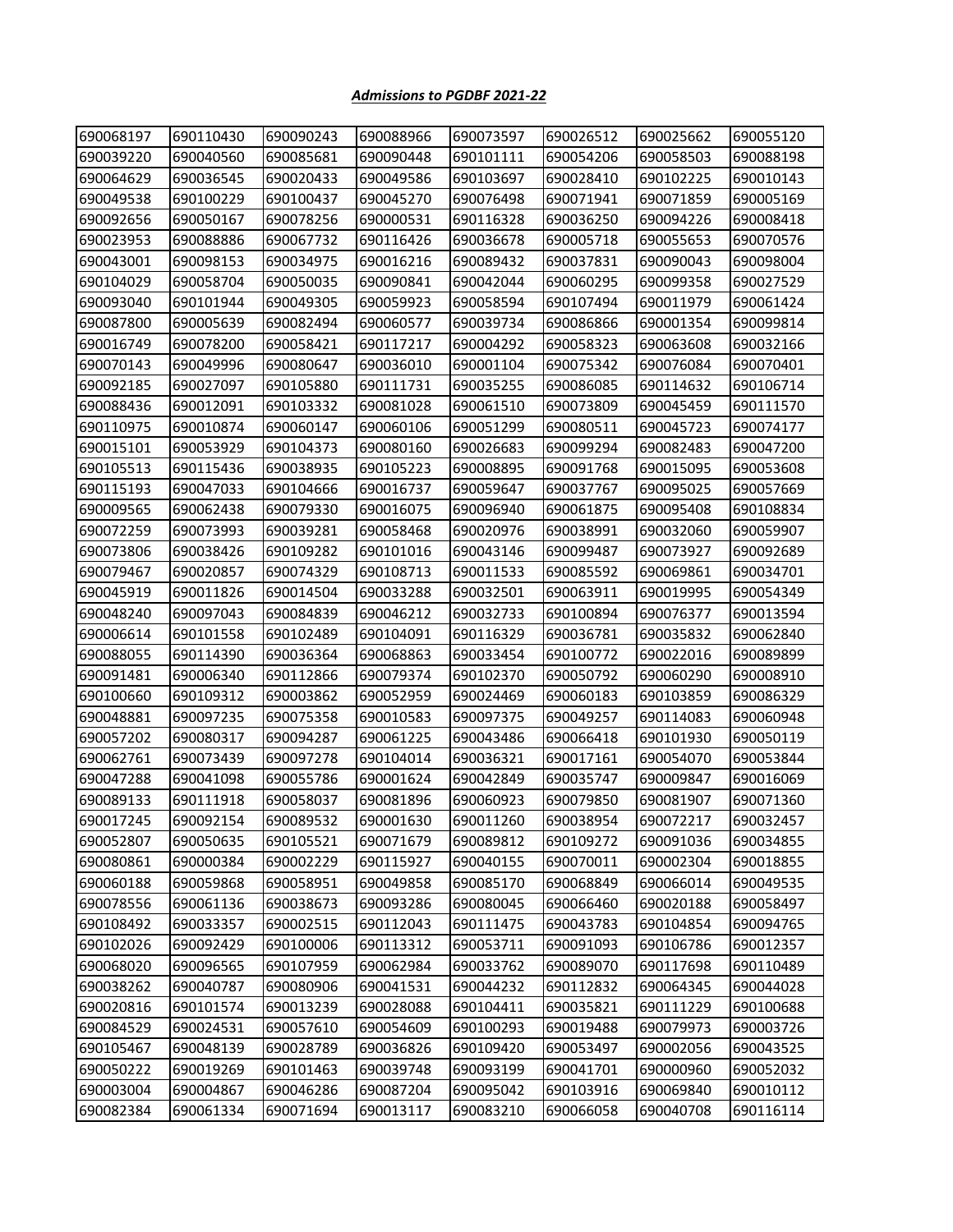***Admissions to PGDBF 2021-22***

| | | | | | | | |
|---|---|---|---|---|---|---|---|
| 690068197 | 690110430 | 690090243 | 690088966 | 690073597 | 690026512 | 690025662 | 690055120 |
| 690039220 | 690040560 | 690085681 | 690090448 | 690101111 | 690054206 | 690058503 | 690088198 |
| 690064629 | 690036545 | 690020433 | 690049586 | 690103697 | 690028410 | 690102225 | 690010143 |
| 690049538 | 690100229 | 690100437 | 690045270 | 690076498 | 690071941 | 690071859 | 690005169 |
| 690092656 | 690050167 | 690078256 | 690000531 | 690116328 | 690036250 | 690094226 | 690008418 |
| 690023953 | 690088886 | 690067732 | 690116426 | 690036678 | 690005718 | 690055653 | 690070576 |
| 690043001 | 690098153 | 690034975 | 690016216 | 690089432 | 690037831 | 690090043 | 690098004 |
| 690104029 | 690058704 | 690050035 | 690090841 | 690042044 | 690060295 | 690099358 | 690027529 |
| 690093040 | 690101944 | 690049305 | 690059923 | 690058594 | 690107494 | 690011979 | 690061424 |
| 690087800 | 690005639 | 690082494 | 690060577 | 690039734 | 690086866 | 690001354 | 690099814 |
| 690016749 | 690078200 | 690058421 | 690117217 | 690004292 | 690058323 | 690063608 | 690032166 |
| 690070143 | 690049996 | 690080647 | 690036010 | 690001104 | 690075342 | 690076084 | 690070401 |
| 690092185 | 690027097 | 690105880 | 690111731 | 690035255 | 690086085 | 690114632 | 690106714 |
| 690088436 | 690012091 | 690103332 | 690081028 | 690061510 | 690073809 | 690045459 | 690111570 |
| 690110975 | 690010874 | 690060147 | 690060106 | 690051299 | 690080511 | 690045723 | 690074177 |
| 690015101 | 690053929 | 690104373 | 690080160 | 690026683 | 690099294 | 690082483 | 690047200 |
| 690105513 | 690115436 | 690038935 | 690105223 | 690008895 | 690091768 | 690015095 | 690053608 |
| 690115193 | 690047033 | 690104666 | 690016737 | 690059647 | 690037767 | 690095025 | 690057669 |
| 690009565 | 690062438 | 690079330 | 690016075 | 690096940 | 690061875 | 690095408 | 690108834 |
| 690072259 | 690073993 | 690039281 | 690058468 | 690020976 | 690038991 | 690032060 | 690059907 |
| 690073806 | 690038426 | 690109282 | 690101016 | 690043146 | 690099487 | 690073927 | 690092689 |
| 690079467 | 690020857 | 690074329 | 690108713 | 690011533 | 690085592 | 690069861 | 690034701 |
| 690045919 | 690011826 | 690014504 | 690033288 | 690032501 | 690063911 | 690019995 | 690054349 |
| 690048240 | 690097043 | 690084839 | 690046212 | 690032733 | 690100894 | 690076377 | 690013594 |
| 690006614 | 690101558 | 690102489 | 690104091 | 690116329 | 690036781 | 690035832 | 690062840 |
| 690088055 | 690114390 | 690036364 | 690068863 | 690033454 | 690100772 | 690022016 | 690089899 |
| 690091481 | 690006340 | 690112866 | 690079374 | 690102370 | 690050792 | 690060290 | 690008910 |
| 690100660 | 690109312 | 690003862 | 690052959 | 690024469 | 690060183 | 690103859 | 690086329 |
| 690048881 | 690097235 | 690075358 | 690010583 | 690097375 | 690049257 | 690114083 | 690060948 |
| 690057202 | 690080317 | 690094287 | 690061225 | 690043486 | 690066418 | 690101930 | 690050119 |
| 690062761 | 690073439 | 690097278 | 690104014 | 690036321 | 690017161 | 690054070 | 690053844 |
| 690047288 | 690041098 | 690055786 | 690001624 | 690042849 | 690035747 | 690009847 | 690016069 |
| 690089133 | 690111918 | 690058037 | 690081896 | 690060923 | 690079850 | 690081907 | 690071360 |
| 690017245 | 690092154 | 690089532 | 690001630 | 690011260 | 690038954 | 690072217 | 690032457 |
| 690052807 | 690050635 | 690105521 | 690071679 | 690089812 | 690109272 | 690091036 | 690034855 |
| 690080861 | 690000384 | 690002229 | 690115927 | 690040155 | 690070011 | 690002304 | 690018855 |
| 690060188 | 690059868 | 690058951 | 690049858 | 690085170 | 690068849 | 690066014 | 690049535 |
| 690078556 | 690061136 | 690038673 | 690093286 | 690080045 | 690066460 | 690020188 | 690058497 |
| 690108492 | 690033357 | 690002515 | 690112043 | 690111475 | 690043783 | 690104854 | 690094765 |
| 690102026 | 690092429 | 690100006 | 690113312 | 690053711 | 690091093 | 690106786 | 690012357 |
| 690068020 | 690096565 | 690107959 | 690062984 | 690033762 | 690089070 | 690117698 | 690110489 |
| 690038262 | 690040787 | 690080906 | 690041531 | 690044232 | 690112832 | 690064345 | 690044028 |
| 690020816 | 690101574 | 690013239 | 690028088 | 690104411 | 690035821 | 690111229 | 690100688 |
| 690084529 | 690024531 | 690057610 | 690054609 | 690100293 | 690019488 | 690079973 | 690003726 |
| 690105467 | 690048139 | 690028789 | 690036826 | 690109420 | 690053497 | 690002056 | 690043525 |
| 690050222 | 690019269 | 690101463 | 690039748 | 690093199 | 690041701 | 690000960 | 690052032 |
| 690003004 | 690004867 | 690046286 | 690087204 | 690095042 | 690103916 | 690069840 | 690010112 |
| 690082384 | 690061334 | 690071694 | 690013117 | 690083210 | 690066058 | 690040708 | 690116114 |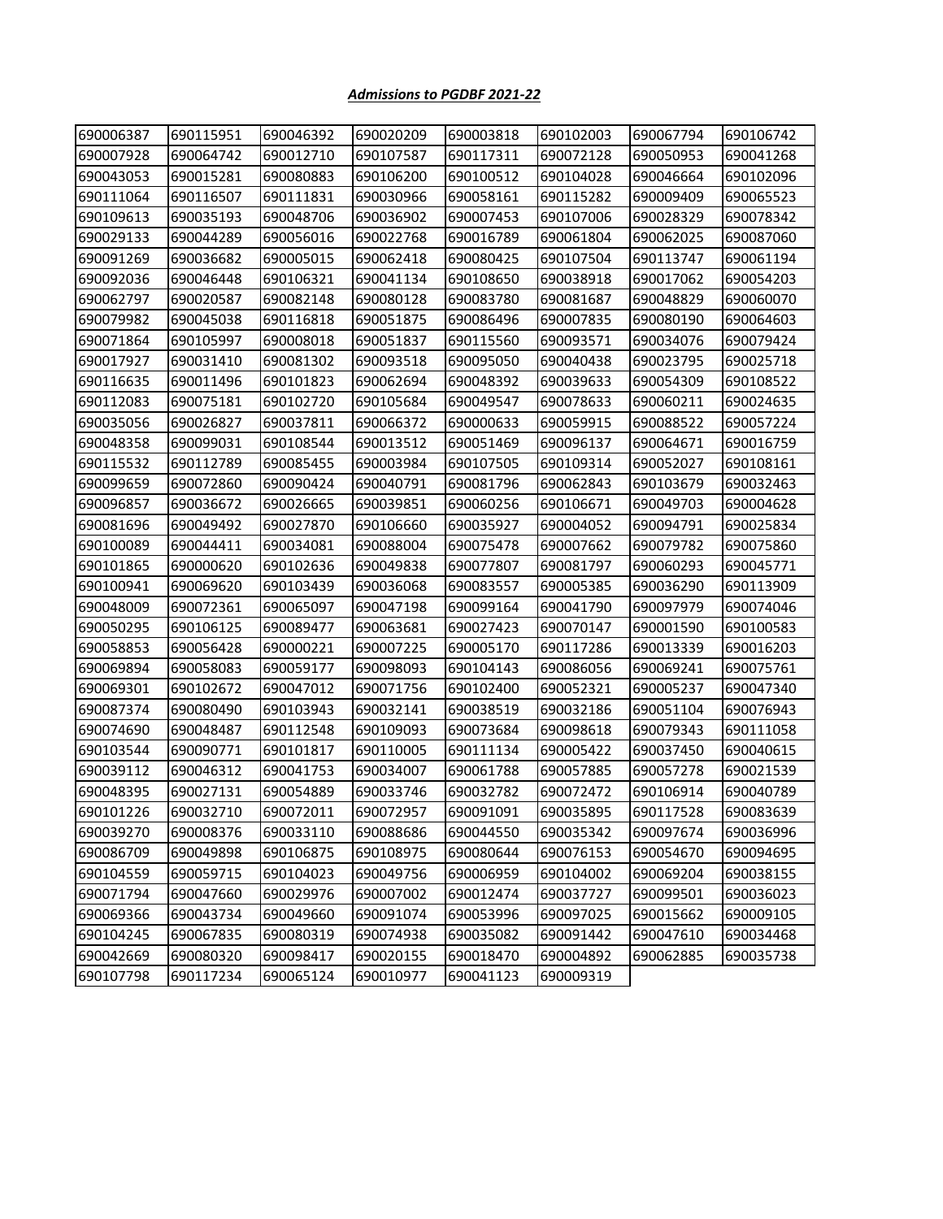***Admissions to PGDBF 2021-22***

| | | | | | | | |
|---|---|---|---|---|---|---|---|
| 690006387 | 690115951 | 690046392 | 690020209 | 690003818 | 690102003 | 690067794 | 690106742 |
| 690007928 | 690064742 | 690012710 | 690107587 | 690117311 | 690072128 | 690050953 | 690041268 |
| 690043053 | 690015281 | 690080883 | 690106200 | 690100512 | 690104028 | 690046664 | 690102096 |
| 690111064 | 690116507 | 690111831 | 690030966 | 690058161 | 690115282 | 690009409 | 690065523 |
| 690109613 | 690035193 | 690048706 | 690036902 | 690007453 | 690107006 | 690028329 | 690078342 |
| 690029133 | 690044289 | 690056016 | 690022768 | 690016789 | 690061804 | 690062025 | 690087060 |
| 690091269 | 690036682 | 690005015 | 690062418 | 690080425 | 690107504 | 690113747 | 690061194 |
| 690092036 | 690046448 | 690106321 | 690041134 | 690108650 | 690038918 | 690017062 | 690054203 |
| 690062797 | 690020587 | 690082148 | 690080128 | 690083780 | 690081687 | 690048829 | 690060070 |
| 690079982 | 690045038 | 690116818 | 690051875 | 690086496 | 690007835 | 690080190 | 690064603 |
| 690071864 | 690105997 | 690008018 | 690051837 | 690115560 | 690093571 | 690034076 | 690079424 |
| 690017927 | 690031410 | 690081302 | 690093518 | 690095050 | 690040438 | 690023795 | 690025718 |
| 690116635 | 690011496 | 690101823 | 690062694 | 690048392 | 690039633 | 690054309 | 690108522 |
| 690112083 | 690075181 | 690102720 | 690105684 | 690049547 | 690078633 | 690060211 | 690024635 |
| 690035056 | 690026827 | 690037811 | 690066372 | 690000633 | 690059915 | 690088522 | 690057224 |
| 690048358 | 690099031 | 690108544 | 690013512 | 690051469 | 690096137 | 690064671 | 690016759 |
| 690115532 | 690112789 | 690085455 | 690003984 | 690107505 | 690109314 | 690052027 | 690108161 |
| 690099659 | 690072860 | 690090424 | 690040791 | 690081796 | 690062843 | 690103679 | 690032463 |
| 690096857 | 690036672 | 690026665 | 690039851 | 690060256 | 690106671 | 690049703 | 690004628 |
| 690081696 | 690049492 | 690027870 | 690106660 | 690035927 | 690004052 | 690094791 | 690025834 |
| 690100089 | 690044411 | 690034081 | 690088004 | 690075478 | 690007662 | 690079782 | 690075860 |
| 690101865 | 690000620 | 690102636 | 690049838 | 690077807 | 690081797 | 690060293 | 690045771 |
| 690100941 | 690069620 | 690103439 | 690036068 | 690083557 | 690005385 | 690036290 | 690113909 |
| 690048009 | 690072361 | 690065097 | 690047198 | 690099164 | 690041790 | 690097979 | 690074046 |
| 690050295 | 690106125 | 690089477 | 690063681 | 690027423 | 690070147 | 690001590 | 690100583 |
| 690058853 | 690056428 | 690000221 | 690007225 | 690005170 | 690117286 | 690013339 | 690016203 |
| 690069894 | 690058083 | 690059177 | 690098093 | 690104143 | 690086056 | 690069241 | 690075761 |
| 690069301 | 690102672 | 690047012 | 690071756 | 690102400 | 690052321 | 690005237 | 690047340 |
| 690087374 | 690080490 | 690103943 | 690032141 | 690038519 | 690032186 | 690051104 | 690076943 |
| 690074690 | 690048487 | 690112548 | 690109093 | 690073684 | 690098618 | 690079343 | 690111058 |
| 690103544 | 690090771 | 690101817 | 690110005 | 690111134 | 690005422 | 690037450 | 690040615 |
| 690039112 | 690046312 | 690041753 | 690034007 | 690061788 | 690057885 | 690057278 | 690021539 |
| 690048395 | 690027131 | 690054889 | 690033746 | 690032782 | 690072472 | 690106914 | 690040789 |
| 690101226 | 690032710 | 690072011 | 690072957 | 690091091 | 690035895 | 690117528 | 690083639 |
| 690039270 | 690008376 | 690033110 | 690088686 | 690044550 | 690035342 | 690097674 | 690036996 |
| 690086709 | 690049898 | 690106875 | 690108975 | 690080644 | 690076153 | 690054670 | 690094695 |
| 690104559 | 690059715 | 690104023 | 690049756 | 690006959 | 690104002 | 690069204 | 690038155 |
| 690071794 | 690047660 | 690029976 | 690007002 | 690012474 | 690037727 | 690099501 | 690036023 |
| 690069366 | 690043734 | 690049660 | 690091074 | 690053996 | 690097025 | 690015662 | 690009105 |
| 690104245 | 690067835 | 690080319 | 690074938 | 690035082 | 690091442 | 690047610 | 690034468 |
| 690042669 | 690080320 | 690098417 | 690020155 | 690018470 | 690004892 | 690062885 | 690035738 |
| 690107798 | 690117234 | 690065124 | 690010977 | 690041123 | 690009319 | | |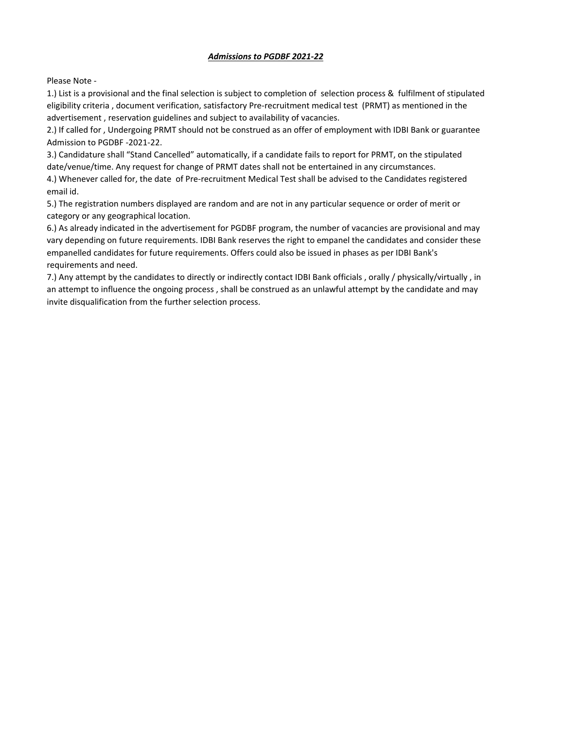***Admissions to PGDBF 2021-22***

Please Note -

1.) List is a provisional and the final selection is subject to completion of selection process & fulfilment of stipulated eligibility criteria , document verification, satisfactory Pre-recruitment medical test (PRMT) as mentioned in the advertisement , reservation guidelines and subject to availability of vacancies.

2.) If called for , Undergoing PRMT should not be construed as an offer of employment with IDBI Bank or guarantee Admission to PGDBF -2021-22.

3.) Candidature shall "Stand Cancelled" automatically, if a candidate fails to report for PRMT, on the stipulated date/venue/time. Any request for change of PRMT dates shall not be entertained in any circumstances.

4.) Whenever called for, the date of Pre-recruitment Medical Test shall be advised to the Candidates registered email id.

5.) The registration numbers displayed are random and are not in any particular sequence or order of merit or category or any geographical location.

6.) As already indicated in the advertisement for PGDBF program, the number of vacancies are provisional and may vary depending on future requirements. IDBI Bank reserves the right to empanel the candidates and consider these empanelled candidates for future requirements. Offers could also be issued in phases as per IDBI Bank's requirements and need.

7.) Any attempt by the candidates to directly or indirectly contact IDBI Bank officials , orally / physically/virtually , in an attempt to influence the ongoing process , shall be construed as an unlawful attempt by the candidate and may invite disqualification from the further selection process.